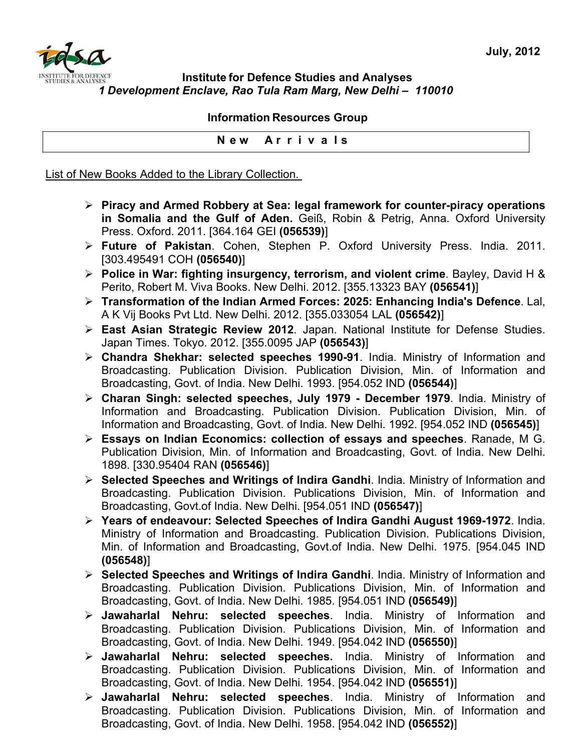July, 2012

**Institute for Defence Studies and Analyses**
***1 Development Enclave, Rao Tula Ram Marg, New Delhi – 110010***

**Information Resources Group**

**N e w A r r i v a l s**

List of New Books Added to the Library Collection.

- **Piracy and Armed Robbery at Sea: legal framework for counter-piracy operations in Somalia and the Gulf of Aden.** Geiß, Robin & Petrig, Anna. Oxford University Press. Oxford. 2011. [364.164 GEI **(056539)**]
- **Future of Pakistan**. Cohen, Stephen P. Oxford University Press. India. 2011. [303.495491 COH **(056540)**]
- **Police in War: fighting insurgency, terrorism, and violent crime**. Bayley, David H & Perito, Robert M. Viva Books. New Delhi. 2012. [355.13323 BAY **(056541)**]
- **Transformation of the Indian Armed Forces: 2025: Enhancing India's Defence**. Lal, A K Vij Books Pvt Ltd. New Delhi. 2012. [355.033054 LAL **(056542)**]
- **East Asian Strategic Review 2012**. Japan. National Institute for Defense Studies. Japan Times. Tokyo. 2012. [355.0095 JAP **(056543)**]
- **Chandra Shekhar: selected speeches 1990-91**. India. Ministry of Information and Broadcasting. Publication Division. Publication Division, Min. of Information and Broadcasting, Govt. of India. New Delhi. 1993. [954.052 IND **(056544)**]
- **Charan Singh: selected speeches, July 1979 - December 1979**. India. Ministry of Information and Broadcasting. Publication Division. Publication Division, Min. of Information and Broadcasting, Govt. of India. New Delhi. 1992. [954.052 IND **(056545)**]
- **Essays on Indian Economics: collection of essays and speeches**. Ranade, M G. Publication Division, Min. of Information and Broadcasting, Govt. of India. New Delhi. 1898. [330.95404 RAN **(056546)**]
- **Selected Speeches and Writings of Indira Gandhi**. India. Ministry of Information and Broadcasting. Publication Division. Publications Division, Min. of Information and Broadcasting, Govt.of India. New Delhi. [954.051 IND **(056547)**]
- **Years of endeavour: Selected Speeches of Indira Gandhi August 1969-1972**. India. Ministry of Information and Broadcasting. Publication Division. Publications Division, Min. of Information and Broadcasting, Govt.of India. New Delhi. 1975. [954.045 IND **(056548)**]
- **Selected Speeches and Writings of Indira Gandhi**. India. Ministry of Information and Broadcasting. Publication Division. Publications Division, Min. of Information and Broadcasting, Govt. of India. New Delhi. 1985. [954.051 IND **(056549)**]
- **Jawaharlal Nehru: selected speeches**. India. Ministry of Information and Broadcasting. Publication Division. Publications Division, Min. of Information and Broadcasting, Govt. of India. New Delhi. 1949. [954.042 IND **(056550)**]
- **Jawaharlal Nehru: selected speeches.** India. Ministry of Information and Broadcasting. Publication Division. Publications Division, Min. of Information and Broadcasting, Govt. of India. New Delhi. 1954. [954.042 IND **(056551)**]
- **Jawaharlal Nehru: selected speeches**. India. Ministry of Information and Broadcasting. Publication Division. Publications Division, Min. of Information and Broadcasting, Govt. of India. New Delhi. 1958. [954.042 IND **(056552)**]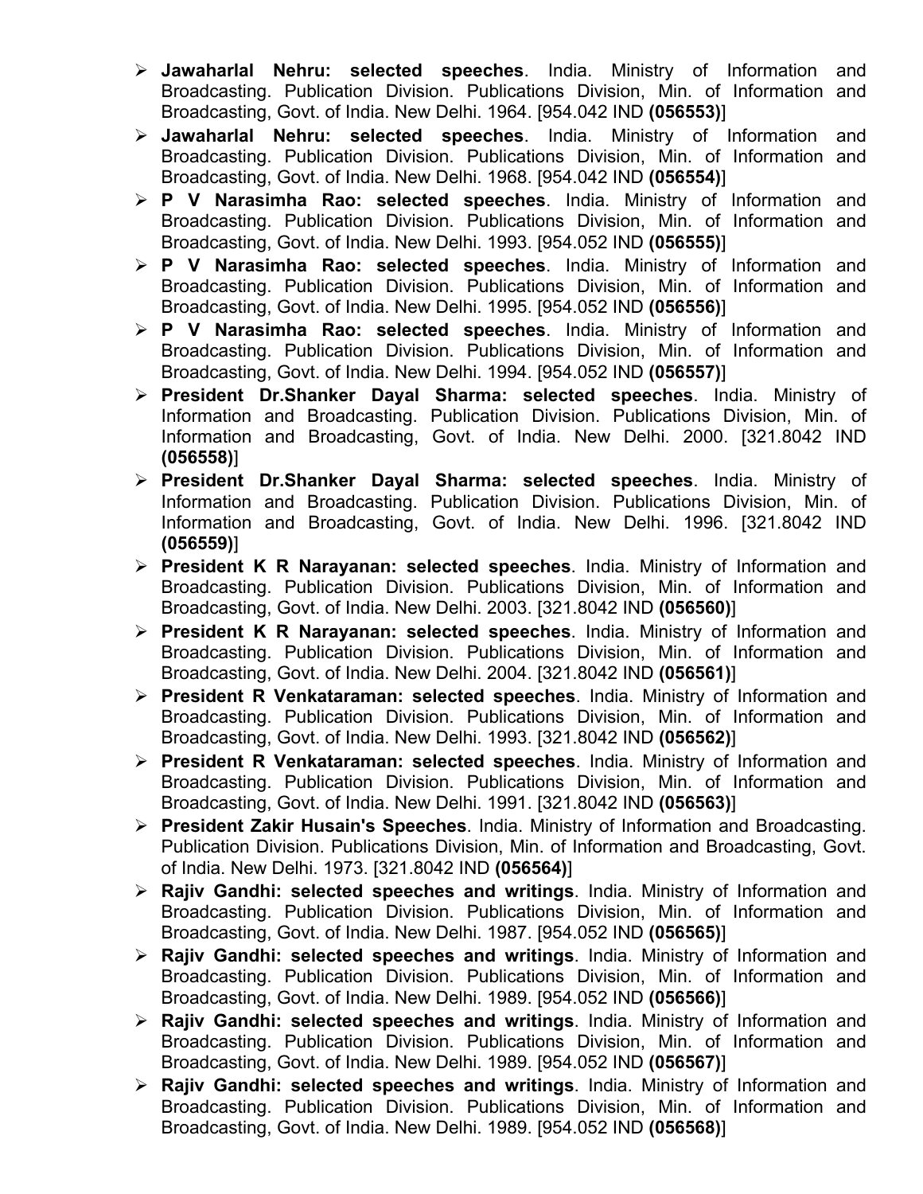- **Jawaharlal Nehru: selected speeches**. India. Ministry of Information and Broadcasting. Publication Division. Publications Division, Min. of Information and Broadcasting, Govt. of India. New Delhi. 1964. [954.042 IND **(056553)**]
- **Jawaharlal Nehru: selected speeches**. India. Ministry of Information and Broadcasting. Publication Division. Publications Division, Min. of Information and Broadcasting, Govt. of India. New Delhi. 1968. [954.042 IND **(056554)**]
- **P V Narasimha Rao: selected speeches**. India. Ministry of Information and Broadcasting. Publication Division. Publications Division, Min. of Information and Broadcasting, Govt. of India. New Delhi. 1993. [954.052 IND **(056555)**]
- **P V Narasimha Rao: selected speeches**. India. Ministry of Information and Broadcasting. Publication Division. Publications Division, Min. of Information and Broadcasting, Govt. of India. New Delhi. 1995. [954.052 IND **(056556)**]
- **P V Narasimha Rao: selected speeches**. India. Ministry of Information and Broadcasting. Publication Division. Publications Division, Min. of Information and Broadcasting, Govt. of India. New Delhi. 1994. [954.052 IND **(056557)**]
- **President Dr.Shanker Dayal Sharma: selected speeches**. India. Ministry of Information and Broadcasting. Publication Division. Publications Division, Min. of Information and Broadcasting, Govt. of India. New Delhi. 2000. [321.8042 IND **(056558)**]
- **President Dr.Shanker Dayal Sharma: selected speeches**. India. Ministry of Information and Broadcasting. Publication Division. Publications Division, Min. of Information and Broadcasting, Govt. of India. New Delhi. 1996. [321.8042 IND **(056559)**]
- **President K R Narayanan: selected speeches**. India. Ministry of Information and Broadcasting. Publication Division. Publications Division, Min. of Information and Broadcasting, Govt. of India. New Delhi. 2003. [321.8042 IND **(056560)**]
- **President K R Narayanan: selected speeches**. India. Ministry of Information and Broadcasting. Publication Division. Publications Division, Min. of Information and Broadcasting, Govt. of India. New Delhi. 2004. [321.8042 IND **(056561)**]
- **President R Venkataraman: selected speeches**. India. Ministry of Information and Broadcasting. Publication Division. Publications Division, Min. of Information and Broadcasting, Govt. of India. New Delhi. 1993. [321.8042 IND **(056562)**]
- **President R Venkataraman: selected speeches**. India. Ministry of Information and Broadcasting. Publication Division. Publications Division, Min. of Information and Broadcasting, Govt. of India. New Delhi. 1991. [321.8042 IND **(056563)**]
- **President Zakir Husain's Speeches**. India. Ministry of Information and Broadcasting. Publication Division. Publications Division, Min. of Information and Broadcasting, Govt. of India. New Delhi. 1973. [321.8042 IND **(056564)**]
- **Rajiv Gandhi: selected speeches and writings**. India. Ministry of Information and Broadcasting. Publication Division. Publications Division, Min. of Information and Broadcasting, Govt. of India. New Delhi. 1987. [954.052 IND **(056565)**]
- **Rajiv Gandhi: selected speeches and writings**. India. Ministry of Information and Broadcasting. Publication Division. Publications Division, Min. of Information and Broadcasting, Govt. of India. New Delhi. 1989. [954.052 IND **(056566)**]
- **Rajiv Gandhi: selected speeches and writings**. India. Ministry of Information and Broadcasting. Publication Division. Publications Division, Min. of Information and Broadcasting, Govt. of India. New Delhi. 1989. [954.052 IND **(056567)**]
- **Rajiv Gandhi: selected speeches and writings**. India. Ministry of Information and Broadcasting. Publication Division. Publications Division, Min. of Information and Broadcasting, Govt. of India. New Delhi. 1989. [954.052 IND **(056568)**]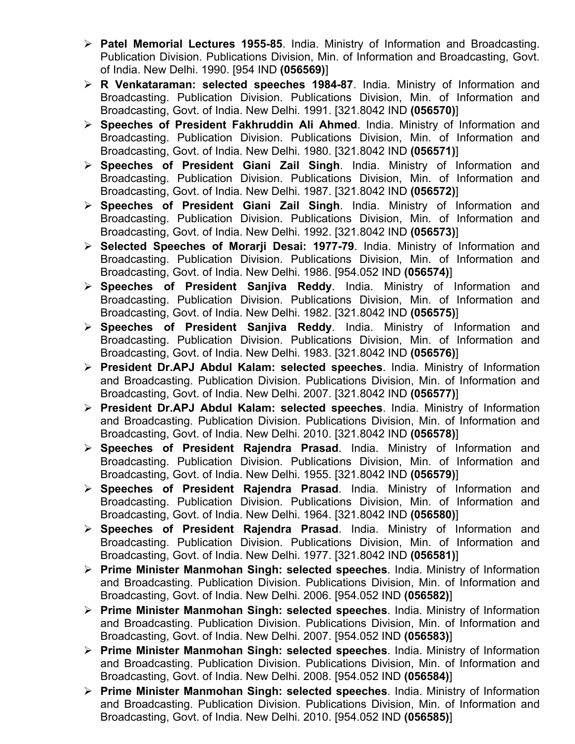- **Patel Memorial Lectures 1955-85**. India. Ministry of Information and Broadcasting. Publication Division. Publications Division, Min. of Information and Broadcasting, Govt. of India. New Delhi. 1990. [954 IND **(056569)**]
- **R Venkataraman: selected speeches 1984-87**. India. Ministry of Information and Broadcasting. Publication Division. Publications Division, Min. of Information and Broadcasting, Govt. of India. New Delhi. 1991. [321.8042 IND **(056570)**]
- **Speeches of President Fakhruddin Ali Ahmed**. India. Ministry of Information and Broadcasting. Publication Division. Publications Division, Min. of Information and Broadcasting, Govt. of India. New Delhi. 1980. [321.8042 IND **(056571)**]
- **Speeches of President Giani Zail Singh**. India. Ministry of Information and Broadcasting. Publication Division. Publications Division, Min. of Information and Broadcasting, Govt. of India. New Delhi. 1987. [321.8042 IND **(056572)**]
- **Speeches of President Giani Zail Singh**. India. Ministry of Information and Broadcasting. Publication Division. Publications Division, Min. of Information and Broadcasting, Govt. of India. New Delhi. 1992. [321.8042 IND **(056573)**]
- **Selected Speeches of Morarji Desai: 1977-79**. India. Ministry of Information and Broadcasting. Publication Division. Publications Division, Min. of Information and Broadcasting, Govt. of India. New Delhi. 1986. [954.052 IND **(056574)**]
- **Speeches of President Sanjiva Reddy**. India. Ministry of Information and Broadcasting. Publication Division. Publications Division, Min. of Information and Broadcasting, Govt. of India. New Delhi. 1982. [321.8042 IND **(056575)**]
- **Speeches of President Sanjiva Reddy**. India. Ministry of Information and Broadcasting. Publication Division. Publications Division, Min. of Information and Broadcasting, Govt. of India. New Delhi. 1983. [321.8042 IND **(056576)**]
- **President Dr.APJ Abdul Kalam: selected speeches**. India. Ministry of Information and Broadcasting. Publication Division. Publications Division, Min. of Information and Broadcasting, Govt. of India. New Delhi. 2007. [321.8042 IND **(056577)**]
- **President Dr.APJ Abdul Kalam: selected speeches**. India. Ministry of Information and Broadcasting. Publication Division. Publications Division, Min. of Information and Broadcasting, Govt. of India. New Delhi. 2010. [321.8042 IND **(056578)**]
- **Speeches of President Rajendra Prasad**. India. Ministry of Information and Broadcasting. Publication Division. Publications Division, Min. of Information and Broadcasting, Govt. of India. New Delhi. 1955. [321.8042 IND **(056579)**]
- **Speeches of President Rajendra Prasad**. India. Ministry of Information and Broadcasting. Publication Division. Publications Division, Min. of Information and Broadcasting, Govt. of India. New Delhi. 1964. [321.8042 IND **(056580)**]
- **Speeches of President Rajendra Prasad**. India. Ministry of Information and Broadcasting. Publication Division. Publications Division, Min. of Information and Broadcasting, Govt. of India. New Delhi. 1977. [321.8042 IND **(056581)**]
- **Prime Minister Manmohan Singh: selected speeches**. India. Ministry of Information and Broadcasting. Publication Division. Publications Division, Min. of Information and Broadcasting, Govt. of India. New Delhi. 2006. [954.052 IND **(056582)**]
- **Prime Minister Manmohan Singh: selected speeches**. India. Ministry of Information and Broadcasting. Publication Division. Publications Division, Min. of Information and Broadcasting, Govt. of India. New Delhi. 2007. [954.052 IND **(056583)**]
- **Prime Minister Manmohan Singh: selected speeches**. India. Ministry of Information and Broadcasting. Publication Division. Publications Division, Min. of Information and Broadcasting, Govt. of India. New Delhi. 2008. [954.052 IND **(056584)**]
- **Prime Minister Manmohan Singh: selected speeches**. India. Ministry of Information and Broadcasting. Publication Division. Publications Division, Min. of Information and Broadcasting, Govt. of India. New Delhi. 2010. [954.052 IND **(056585)**]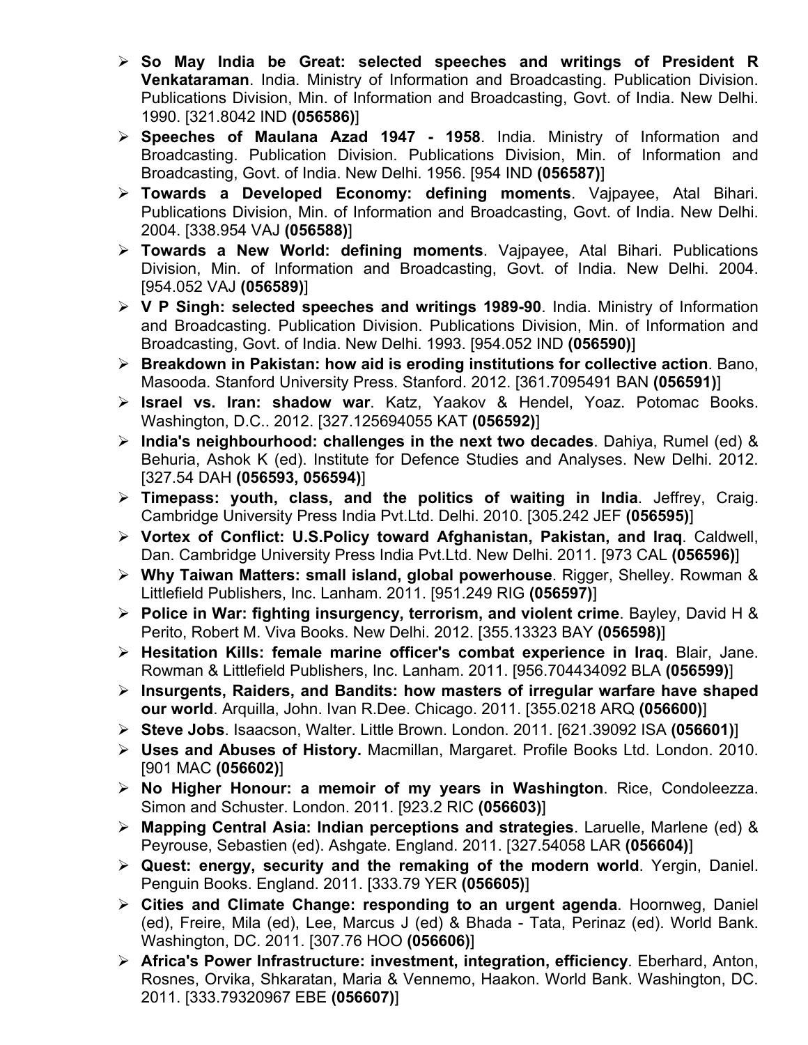- **So May India be Great: selected speeches and writings of President R Venkataraman**. India. Ministry of Information and Broadcasting. Publication Division. Publications Division, Min. of Information and Broadcasting, Govt. of India. New Delhi. 1990. [321.8042 IND **(056586)**]
- **Speeches of Maulana Azad 1947 - 1958**. India. Ministry of Information and Broadcasting. Publication Division. Publications Division, Min. of Information and Broadcasting, Govt. of India. New Delhi. 1956. [954 IND **(056587)**]
- **Towards a Developed Economy: defining moments**. Vajpayee, Atal Bihari. Publications Division, Min. of Information and Broadcasting, Govt. of India. New Delhi. 2004. [338.954 VAJ **(056588)**]
- **Towards a New World: defining moments**. Vajpayee, Atal Bihari. Publications Division, Min. of Information and Broadcasting, Govt. of India. New Delhi. 2004. [954.052 VAJ **(056589)**]
- **V P Singh: selected speeches and writings 1989-90**. India. Ministry of Information and Broadcasting. Publication Division. Publications Division, Min. of Information and Broadcasting, Govt. of India. New Delhi. 1993. [954.052 IND **(056590)**]
- **Breakdown in Pakistan: how aid is eroding institutions for collective action**. Bano, Masooda. Stanford University Press. Stanford. 2012. [361.7095491 BAN **(056591)**]
- **Israel vs. Iran: shadow war**. Katz, Yaakov & Hendel, Yoaz. Potomac Books. Washington, D.C.. 2012. [327.125694055 KAT **(056592)**]
- **India's neighbourhood: challenges in the next two decades**. Dahiya, Rumel (ed) & Behuria, Ashok K (ed). Institute for Defence Studies and Analyses. New Delhi. 2012. [327.54 DAH **(056593, 056594)**]
- **Timepass: youth, class, and the politics of waiting in India**. Jeffrey, Craig. Cambridge University Press India Pvt.Ltd. Delhi. 2010. [305.242 JEF **(056595)**]
- **Vortex of Conflict: U.S.Policy toward Afghanistan, Pakistan, and Iraq**. Caldwell, Dan. Cambridge University Press India Pvt.Ltd. New Delhi. 2011. [973 CAL **(056596)**]
- **Why Taiwan Matters: small island, global powerhouse**. Rigger, Shelley. Rowman & Littlefield Publishers, Inc. Lanham. 2011. [951.249 RIG **(056597)**]
- **Police in War: fighting insurgency, terrorism, and violent crime**. Bayley, David H & Perito, Robert M. Viva Books. New Delhi. 2012. [355.13323 BAY **(056598)**]
- **Hesitation Kills: female marine officer's combat experience in Iraq**. Blair, Jane. Rowman & Littlefield Publishers, Inc. Lanham. 2011. [956.704434092 BLA **(056599)**]
- **Insurgents, Raiders, and Bandits: how masters of irregular warfare have shaped our world**. Arquilla, John. Ivan R.Dee. Chicago. 2011. [355.0218 ARQ **(056600)**]
- **Steve Jobs**. Isaacson, Walter. Little Brown. London. 2011. [621.39092 ISA **(056601)**]
- **Uses and Abuses of History.** Macmillan, Margaret. Profile Books Ltd. London. 2010. [901 MAC **(056602)**]
- **No Higher Honour: a memoir of my years in Washington**. Rice, Condoleezza. Simon and Schuster. London. 2011. [923.2 RIC **(056603)**]
- **Mapping Central Asia: Indian perceptions and strategies**. Laruelle, Marlene (ed) & Peyrouse, Sebastien (ed). Ashgate. England. 2011. [327.54058 LAR **(056604)**]
- **Quest: energy, security and the remaking of the modern world**. Yergin, Daniel. Penguin Books. England. 2011. [333.79 YER **(056605)**]
- **Cities and Climate Change: responding to an urgent agenda**. Hoornweg, Daniel (ed), Freire, Mila (ed), Lee, Marcus J (ed) & Bhada - Tata, Perinaz (ed). World Bank. Washington, DC. 2011. [307.76 HOO **(056606)**]
- **Africa's Power Infrastructure: investment, integration, efficiency**. Eberhard, Anton, Rosnes, Orvika, Shkaratan, Maria & Vennemo, Haakon. World Bank. Washington, DC. 2011. [333.79320967 EBE **(056607)**]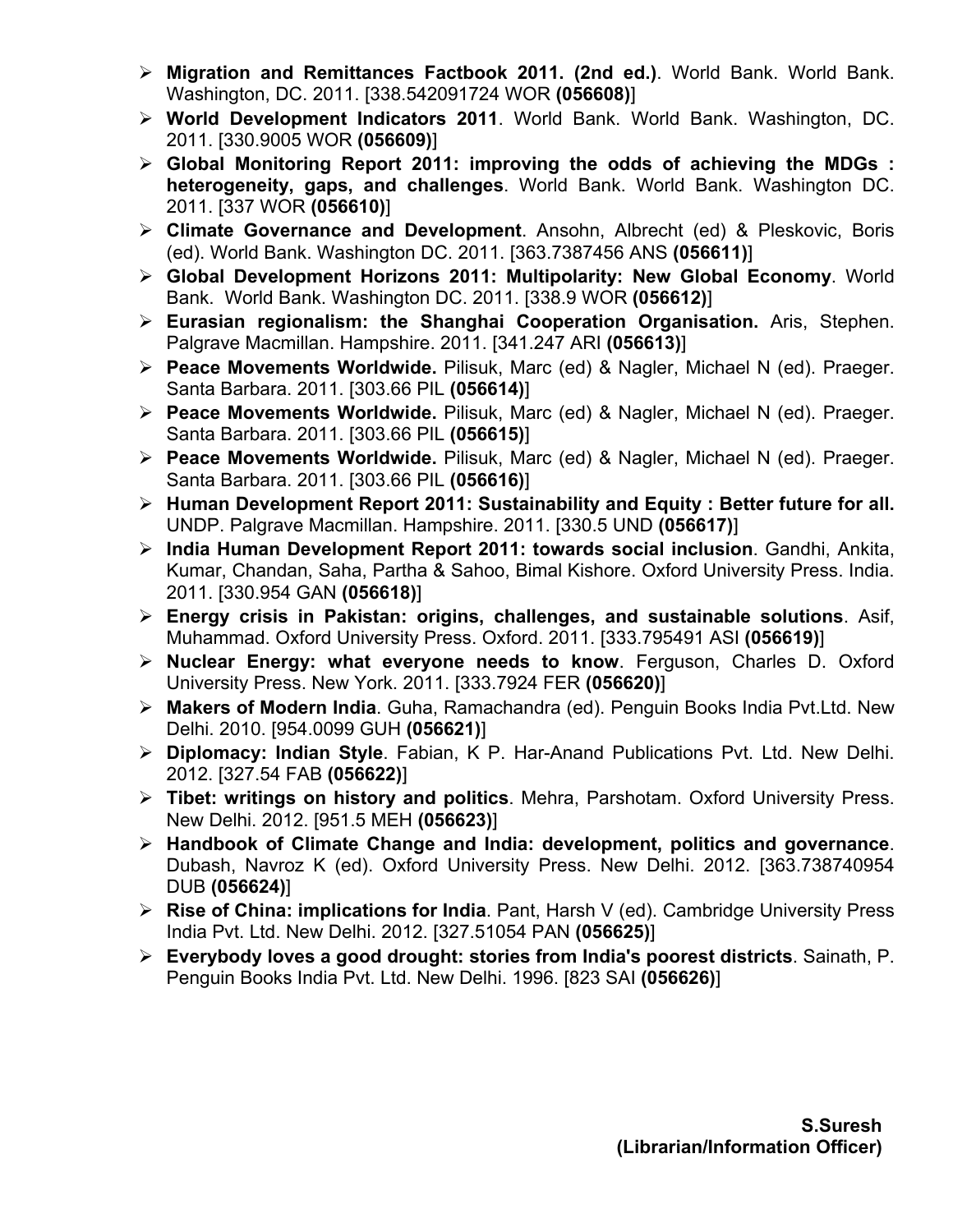- **Migration and Remittances Factbook 2011. (2nd ed.)**. World Bank. World Bank. Washington, DC. 2011. [338.542091724 WOR **(056608)**]
- **World Development Indicators 2011**. World Bank. World Bank. Washington, DC. 2011. [330.9005 WOR **(056609)**]
- **Global Monitoring Report 2011: improving the odds of achieving the MDGs : heterogeneity, gaps, and challenges**. World Bank. World Bank. Washington DC. 2011. [337 WOR **(056610)**]
- **Climate Governance and Development**. Ansohn, Albrecht (ed) & Pleskovic, Boris (ed). World Bank. Washington DC. 2011. [363.7387456 ANS **(056611)**]
- **Global Development Horizons 2011: Multipolarity: New Global Economy**. World Bank. World Bank. Washington DC. 2011. [338.9 WOR **(056612)**]
- **Eurasian regionalism: the Shanghai Cooperation Organisation.** Aris, Stephen. Palgrave Macmillan. Hampshire. 2011. [341.247 ARI **(056613)**]
- **Peace Movements Worldwide.** Pilisuk, Marc (ed) & Nagler, Michael N (ed). Praeger. Santa Barbara. 2011. [303.66 PIL **(056614)**]
- **Peace Movements Worldwide.** Pilisuk, Marc (ed) & Nagler, Michael N (ed). Praeger. Santa Barbara. 2011. [303.66 PIL **(056615)**]
- **Peace Movements Worldwide.** Pilisuk, Marc (ed) & Nagler, Michael N (ed). Praeger. Santa Barbara. 2011. [303.66 PIL **(056616)**]
- **Human Development Report 2011: Sustainability and Equity : Better future for all.** UNDP. Palgrave Macmillan. Hampshire. 2011. [330.5 UND **(056617)**]
- **India Human Development Report 2011: towards social inclusion**. Gandhi, Ankita, Kumar, Chandan, Saha, Partha & Sahoo, Bimal Kishore. Oxford University Press. India. 2011. [330.954 GAN **(056618)**]
- **Energy crisis in Pakistan: origins, challenges, and sustainable solutions**. Asif, Muhammad. Oxford University Press. Oxford. 2011. [333.795491 ASI **(056619)**]
- **Nuclear Energy: what everyone needs to know**. Ferguson, Charles D. Oxford University Press. New York. 2011. [333.7924 FER **(056620)**]
- **Makers of Modern India**. Guha, Ramachandra (ed). Penguin Books India Pvt.Ltd. New Delhi. 2010. [954.0099 GUH **(056621)**]
- **Diplomacy: Indian Style**. Fabian, K P. Har-Anand Publications Pvt. Ltd. New Delhi. 2012. [327.54 FAB **(056622)**]
- **Tibet: writings on history and politics**. Mehra, Parshotam. Oxford University Press. New Delhi. 2012. [951.5 MEH **(056623)**]
- **Handbook of Climate Change and India: development, politics and governance**. Dubash, Navroz K (ed). Oxford University Press. New Delhi. 2012. [363.738740954 DUB **(056624)**]
- **Rise of China: implications for India**. Pant, Harsh V (ed). Cambridge University Press India Pvt. Ltd. New Delhi. 2012. [327.51054 PAN **(056625)**]
- **Everybody loves a good drought: stories from India's poorest districts**. Sainath, P. Penguin Books India Pvt. Ltd. New Delhi. 1996. [823 SAI **(056626)**]

**S.Suresh**
**(Librarian/Information Officer)**